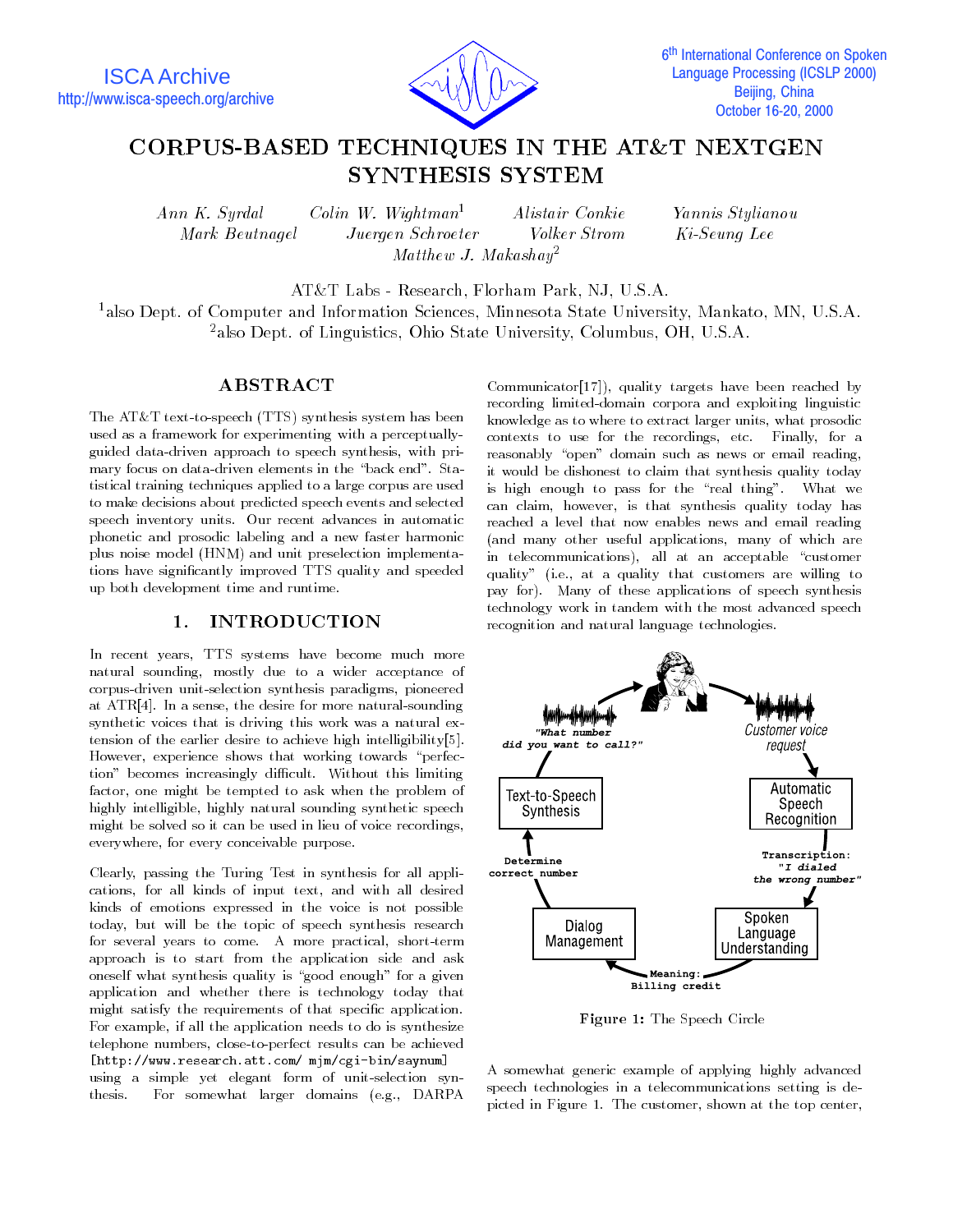ISCA Archive
http://www.isca-speech.org/archive

6th International Conference on Spoken Language Processing (ICSLP 2000)
Beijing, China
October 16-20, 2000

# CORPUS-BASED TECHNIQUES IN THE AT&T NEXTGEN SYNTHESIS SYSTEM

*Ann K. Syrdal* *Colin W. Wightman*[1] *Alistair Conkie* *Yannis Stylianou*
*Mark Beutnagel* *Juergen Schroeter* *Volker Strom* *Ki-Seung Lee*
*Matthew J. Makashay*[2]

AT&T Labs - Research, Florham Park, NJ, U.S.A.
[1]also Dept. of Computer and Information Sciences, Minnesota State University, Mankato, MN, U.S.A.
[2]also Dept. of Linguistics, Ohio State University, Columbus, OH, U.S.A.

## ABSTRACT

The AT&T text-to-speech (TTS) synthesis system has been used as a framework for experimenting with a perceptually-guided data-driven approach to speech synthesis, with primary focus on data-driven elements in the "back end". Statistical training techniques applied to a large corpus are used to make decisions about predicted speech events and selected speech inventory units. Our recent advances in automatic phonetic and prosodic labeling and a new faster harmonic plus noise model (HNM) and unit preselection implementations have significantly improved TTS quality and speeded up both development time and runtime.

## 1. INTRODUCTION

In recent years, TTS systems have become much more natural sounding, mostly due to a wider acceptance of corpus-driven unit-selection synthesis paradigms, pioneered at ATR[4]. In a sense, the desire for more natural-sounding synthetic voices that is driving this work was a natural extension of the earlier desire to achieve high intelligibility[5]. However, experience shows that working towards "perfection" becomes increasingly difficult. Without this limiting factor, one might be tempted to ask when the problem of highly intelligible, highly natural sounding synthetic speech might be solved so it can be used in lieu of voice recordings, everywhere, for every conceivable purpose.

Clearly, passing the Turing Test in synthesis for all applications, for all kinds of input text, and with all desired kinds of emotions expressed in the voice is not possible today, but will be the topic of speech synthesis research for several years to come. A more practical, short-term approach is to start from the application side and ask oneself what synthesis quality is "good enough" for a given application and whether there is technology today that might satisfy the requirements of that specific application. For example, if all the application needs to do is synthesize telephone numbers, close-to-perfect results can be achieved [http://www.research.att.com/ mjm/cgi-bin/saynum] using a simple yet elegant form of unit-selection synthesis. For somewhat larger domains (e.g., DARPA Communicator[17]), quality targets have been reached by recording limited-domain corpora and exploiting linguistic knowledge as to where to extract larger units, what prosodic contexts to use for the recordings, etc. Finally, for a reasonably "open" domain such as news or email reading, it would be dishonest to claim that synthesis quality today is high enough to pass for the "real thing". What we can claim, however, is that synthesis quality today has reached a level that now enables news and email reading (and many other useful applications, many of which are in telecommunications), all at an acceptable "customer quality" (i.e., at a quality that customers are willing to pay for). Many of these applications of speech synthesis technology work in tandem with the most advanced speech recognition and natural language technologies.

**Figure 1:** The Speech Circle

A somewhat generic example of applying highly advanced speech technologies in a telecommunications setting is depicted in Figure 1. The customer, shown at the top center,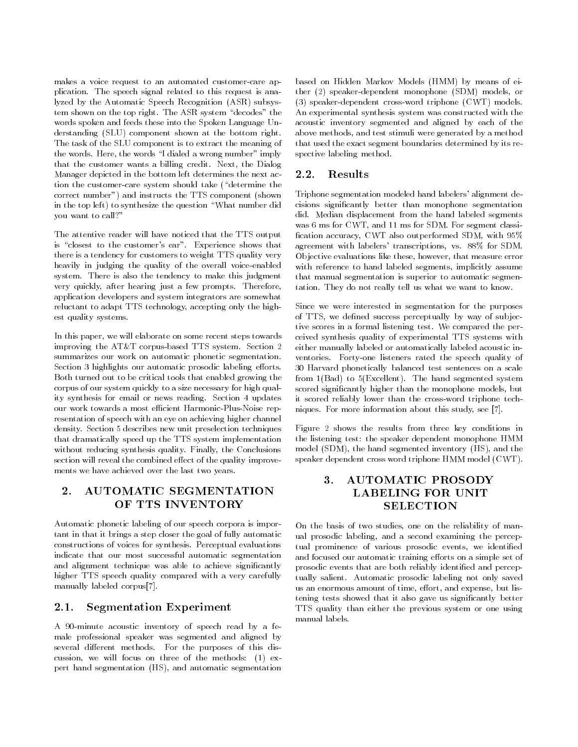makes a voice request to an automated customer-care application. The speech signal related to this request is analyzed by the Automatic Speech Recognition (ASR) subsystem shown on the top right. The ASR system "decodes" the words spoken and feeds these into the Spoken Language Understanding (SLU) component shown at the bottom right. The task of the SLU component is to extract the meaning of the words. Here, the words "I dialed a wrong number" imply that the customer wants a billing credit. Next, the Dialog Manager depicted in the bottom left determines the next action the customer-care system should take ("determine the correct number") and instructs the TTS component (shown in the top left) to synthesize the question "What number did you want to call?"

The attentive reader will have noticed that the TTS output is "closest to the customer's ear". Experience shows that there is a tendency for customers to weight TTS quality very heavily in judging the quality of the overall voice-enabled system. There is also the tendency to make this judgment very quickly, after hearing just a few prompts. Therefore, application developers and system integrators are somewhat reluctant to adapt TTS technology, accepting only the highest quality systems.

In this paper, we will elaborate on some recent steps towards improving the AT&T corpus-based TTS system. Section 2 summarizes our work on automatic phonetic segmentation. Section 3 highlights our automatic prosodic labeling efforts. Both turned out to be critical tools that enabled growing the corpus of our system quickly to a size necessary for high quality synthesis for email or news reading. Section 4 updates our work towards a most efficient Harmonic-Plus-Noise representation of speech with an eye on achieving higher channel density. Section 5 describes new unit preselection techniques that dramatically speed up the TTS system implementation without reducing synthesis quality. Finally, the Conclusions section will reveal the combined effect of the quality improvements we have achieved over the last two years.

## 2. AUTOMATIC SEGMENTATION OF TTS INVENTORY

Automatic phonetic labeling of our speech corpora is important in that it brings a step closer the goal of fully automatic constructions of voices for synthesis. Perceptual evaluations indicate that our most successful automatic segmentation and alignment technique was able to achieve significantly higher TTS speech quality compared with a very carefully manually labeled corpus[7].

### 2.1. Segmentation Experiment

A 90-minute acoustic inventory of speech read by a female professional speaker was segmented and aligned by several different methods. For the purposes of this discussion, we will focus on three of the methods: (1) expert hand segmentation (HS), and automatic segmentation based on Hidden Markov Models (HMM) by means of either (2) speaker-dependent monophone (SDM) models, or (3) speaker-dependent cross-word triphone (CWT) models. An experimental synthesis system was constructed with the acoustic inventory segmented and aligned by each of the above methods, and test stimuli were generated by a method that used the exact segment boundaries determined by its respective labeling method.

### 2.2. Results

Triphone segmentation modeled hand labelers' alignment decisions significantly better than monophone segmentation did. Median displacement from the hand labeled segments was 6 ms for CWT, and 11 ms for SDM. For segment classification accuracy, CWT also outperformed SDM, with 95% agreement with labelers' transcriptions, vs. 88% for SDM. Objective evaluations like these, however, that measure error with reference to hand labeled segments, implicitly assume that manual segmentation is superior to automatic segmentation. They do not really tell us what we want to know.

Since we were interested in segmentation for the purposes of TTS, we defined success perceptually by way of subjective scores in a formal listening test. We compared the perceived synthesis quality of experimental TTS systems with either manually labeled or automatically labeled acoustic inventories. Forty-one listeners rated the speech quality of 30 Harvard phonetically balanced test sentences on a scale from 1(Bad) to 5(Excellent). The hand segmented system scored significantly higher than the monophone models, but it scored reliably lower than the cross-word triphone techniques. For more information about this study, see [7].

Figure 2 shows the results from three key conditions in the listening test: the speaker dependent monophone HMM model (SDM), the hand segmented inventory (HS), and the speaker dependent cross word triphone HMM model (CWT).

## 3. AUTOMATIC PROSODY LABELING FOR UNIT SELECTION

On the basis of two studies, one on the reliability of manual prosodic labeling, and a second examining the perceptual prominence of various prosodic events, we identified and focused our automatic training efforts on a simple set of prosodic events that are both reliably identified and perceptually salient. Automatic prosodic labeling not only saved us an enormous amount of time, effort, and expense, but listening tests showed that it also gave us significantly better TTS quality than either the previous system or one using manual labels.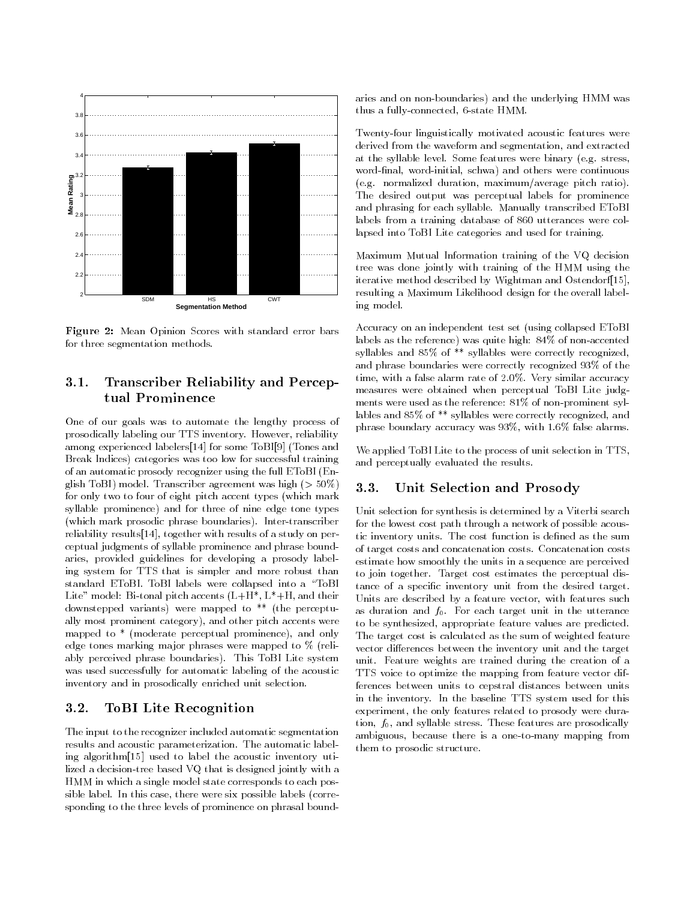Figure 2: Mean Opinion Scores with standard error bars for three segmentation methods.

## 3.1. Transcriber Reliability and Perceptual Prominence

One of our goals was to automate the lengthy process of prosodically labeling our TTS inventory. However, reliability among experienced labelers[14] for some ToBI[9] (Tones and Break Indices) categories was too low for successful training of an automatic prosody recognizer using the full EToBI (English ToBI) model. Transcriber agreement was high (> 50%) for only two to four of eight pitch accent types (which mark syllable prominence) and for three of nine edge tone types (which mark prosodic phrase boundaries). Inter-transcriber reliability results[14], together with results of a study on perceptual judgments of syllable prominence and phrase boundaries, provided guidelines for developing a prosody labeling system for TTS that is simpler and more robust than standard EToBI. ToBI labels were collapsed into a "ToBI Lite" model: Bi-tonal pitch accents (L+H*, L*+H, and their downstepped variants) were mapped to ** (the perceptually most prominent category), and other pitch accents were mapped to * (moderate perceptual prominence), and only edge tones marking major phrases were mapped to % (reliably perceived phrase boundaries). This ToBI Lite system was used successfully for automatic labeling of the acoustic inventory and in prosodically enriched unit selection.

## 3.2. ToBI Lite Recognition

The input to the recognizer included automatic segmentation results and acoustic parameterization. The automatic labeling algorithm[15] used to label the acoustic inventory utilized a decision-tree based VQ that is designed jointly with a HMM in which a single model state corresponds to each possible label. In this case, there were six possible labels (corresponding to the three levels of prominence on phrasal boundaries and on non-boundaries) and the underlying HMM was thus a fully-connected, 6-state HMM.

Twenty-four linguistically motivated acoustic features were derived from the waveform and segmentation, and extracted at the syllable level. Some features were binary (e.g. stress, word-final, word-initial, schwa) and others were continuous (e.g. normalized duration, maximum/average pitch ratio). The desired output was perceptual labels for prominence and phrasing for each syllable. Manually transcribed EToBI labels from a training database of 860 utterances were collapsed into ToBI Lite categories and used for training.

Maximum Mutual Information training of the VQ decision tree was done jointly with training of the HMM using the iterative method described by Wightman and Ostendorf[15], resulting a Maximum Likelihood design for the overall labeling model.

Accuracy on an independent test set (using collapsed EToBI labels as the reference) was quite high: 84% of non-accented syllables and 85% of ** syllables were correctly recognized, and phrase boundaries were correctly recognized 93% of the time, with a false alarm rate of 2.0%. Very similar accuracy measures were obtained when perceptual ToBI Lite judgments were used as the reference: 81% of non-prominent syllables and 85% of ** syllables were correctly recognized, and phrase boundary accuracy was 93%, with 1.6% false alarms.

We applied ToBI Lite to the process of unit selection in TTS, and perceptually evaluated the results.

## 3.3. Unit Selection and Prosody

Unit selection for synthesis is determined by a Viterbi search for the lowest cost path through a network of possible acoustic inventory units. The cost function is defined as the sum of target costs and concatenation costs. Concatenation costs estimate how smoothly the units in a sequence are perceived to join together. Target cost estimates the perceptual distance of a specific inventory unit from the desired target. Units are described by a feature vector, with features such as duration and $f_0$. For each target unit in the utterance to be synthesized, appropriate feature values are predicted. The target cost is calculated as the sum of weighted feature vector differences between the inventory unit and the target unit. Feature weights are trained during the creation of a TTS voice to optimize the mapping from feature vector differences between units to cepstral distances between units in the inventory. In the baseline TTS system used for this experiment, the only features related to prosody were duration, $f_0$, and syllable stress. These features are prosodically ambiguous, because there is a one-to-many mapping from them to prosodic structure.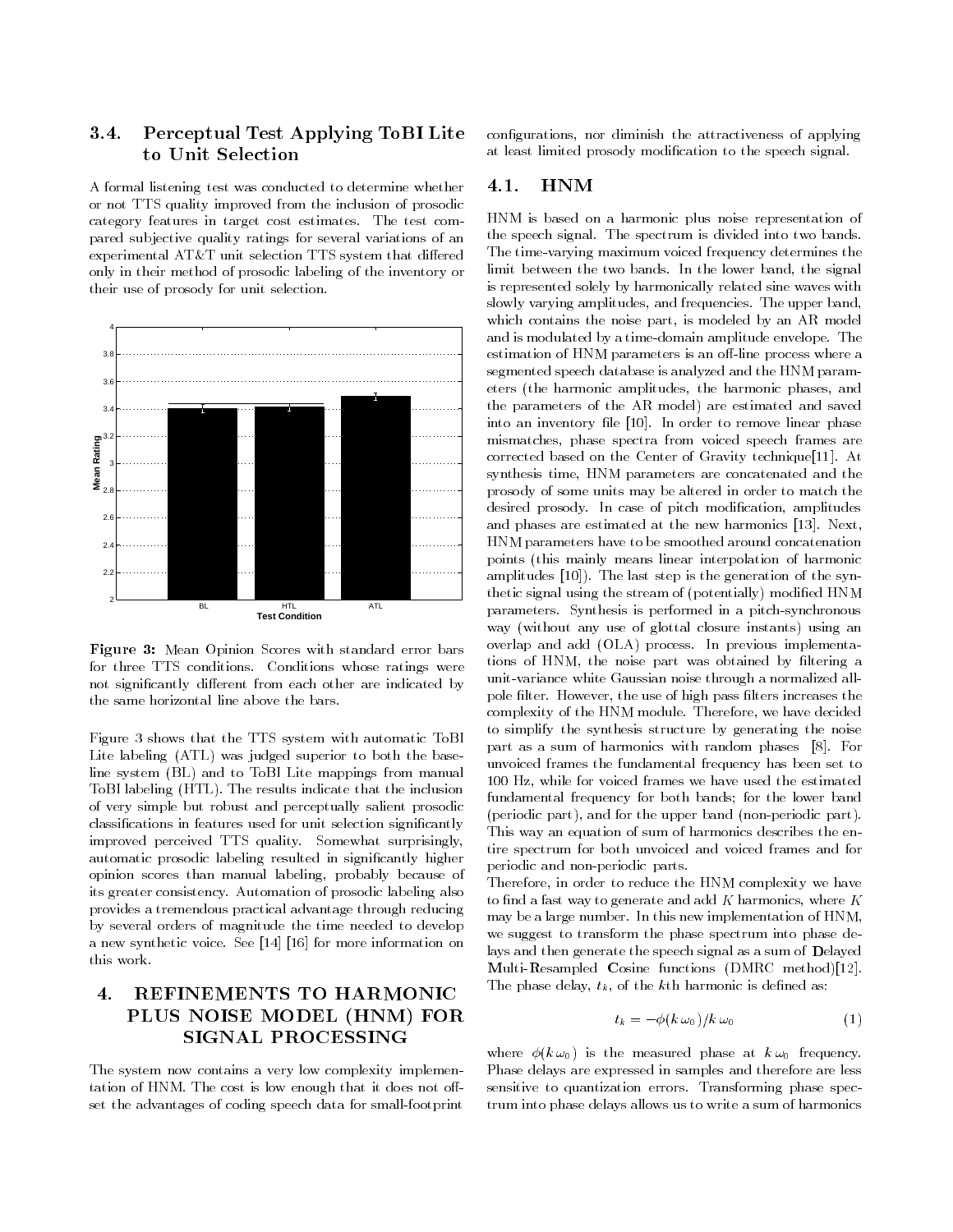### 3.4. Perceptual Test Applying ToBI Lite to Unit Selection

A formal listening test was conducted to determine whether or not TTS quality improved from the inclusion of prosodic category features in target cost estimates. The test compared subjective quality ratings for several variations of an experimental AT&T unit selection TTS system that differed only in their method of prosodic labeling of the inventory or their use of prosody for unit selection.

**Figure 3:** Mean Opinion Scores with standard error bars for three TTS conditions. Conditions whose ratings were not significantly different from each other are indicated by the same horizontal line above the bars.

Figure 3 shows that the TTS system with automatic ToBI Lite labeling (ATL) was judged superior to both the baseline system (BL) and to ToBI Lite mappings from manual ToBI labeling (HTL). The results indicate that the inclusion of very simple but robust and perceptually salient prosodic classifications in features used for unit selection significantly improved perceived TTS quality. Somewhat surprisingly, automatic prosodic labeling resulted in significantly higher opinion scores than manual labeling, probably because of its greater consistency. Automation of prosodic labeling also provides a tremendous practical advantage through reducing by several orders of magnitude the time needed to develop a new synthetic voice. See [14] [16] for more information on this work.

## 4. REFINEMENTS TO HARMONIC PLUS NOISE MODEL (HNM) FOR SIGNAL PROCESSING

The system now contains a very low complexity implementation of HNM. The cost is low enough that it does not offset the advantages of coding speech data for small-footprint configurations, nor diminish the attractiveness of applying at least limited prosody modification to the speech signal.

### 4.1. HNM

HNM is based on a harmonic plus noise representation of the speech signal. The spectrum is divided into two bands. The time-varying maximum voiced frequency determines the limit between the two bands. In the lower band, the signal is represented solely by harmonically related sine waves with slowly varying amplitudes, and frequencies. The upper band, which contains the noise part, is modeled by an AR model and is modulated by a time-domain amplitude envelope. The estimation of HNM parameters is an off-line process where a segmented speech database is analyzed and the HNM parameters (the harmonic amplitudes, the harmonic phases, and the parameters of the AR model) are estimated and saved into an inventory file [10]. In order to remove linear phase mismatches, phase spectra from voiced speech frames are corrected based on the Center of Gravity technique[11]. At synthesis time, HNM parameters are concatenated and the prosody of some units may be altered in order to match the desired prosody. In case of pitch modification, amplitudes and phases are estimated at the new harmonics [13]. Next, HNM parameters have to be smoothed around concatenation points (this mainly means linear interpolation of harmonic amplitudes [10]). The last step is the generation of the synthetic signal using the stream of (potentially) modified HNM parameters. Synthesis is performed in a pitch-synchronous way (without any use of glottal closure instants) using an overlap and add (OLA) process. In previous implementations of HNM, the noise part was obtained by filtering a unit-variance white Gaussian noise through a normalized all-pole filter. However, the use of high pass filters increases the complexity of the HNM module. Therefore, we have decided to simplify the synthesis structure by generating the noise part as a sum of harmonics with random phases [8]. For unvoiced frames the fundamental frequency has been set to 100 Hz, while for voiced frames we have used the estimated fundamental frequency for both bands; for the lower band (periodic part), and for the upper band (non-periodic part). This way an equation of sum of harmonics describes the entire spectrum for both unvoiced and voiced frames and for periodic and non-periodic parts.

Therefore, in order to reduce the HNM complexity we have to find a fast way to generate and add $K$ harmonics, where $K$ may be a large number. In this new implementation of HNM, we suggest to transform the phase spectrum into phase delays and then generate the speech signal as a sum of **D**elayed **M**ulti-**R**esampled **C**osine functions (DMRC method)[12]. The phase delay, $t_k$, of the $k$th harmonic is defined as:

$$t_k = -\phi(k\,\omega_0)/k\,\omega_0 \qquad (1)$$

where $\phi(k\,\omega_0)$ is the measured phase at $k\,\omega_0$ frequency. Phase delays are expressed in samples and therefore are less sensitive to quantization errors. Transforming phase spectrum into phase delays allows us to write a sum of harmonics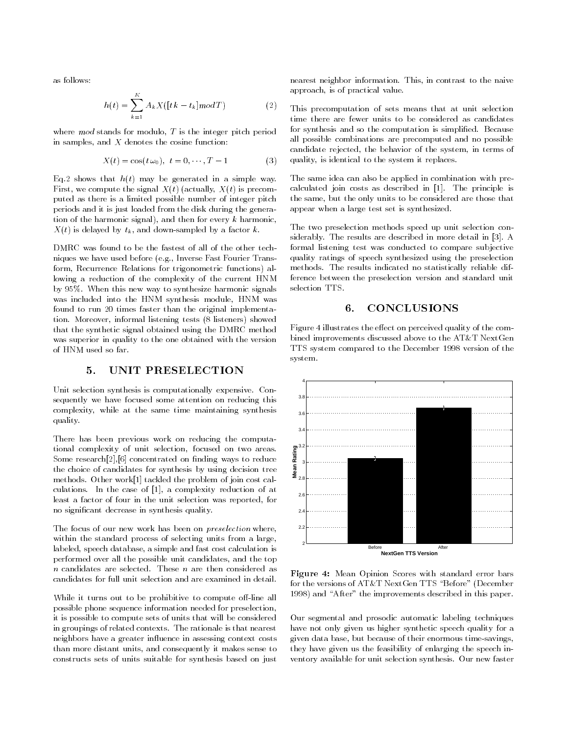as follows:

$$h(t) = \sum_{k=1}^{K} A_k X([tk - t_k] mod T) \qquad (2)$$

where $mod$ stands for modulo, $T$ is the integer pitch period in samples, and $X$ denotes the cosine function:

$$X(t) = \cos(t\omega_0), \ t = 0, \cdots, T-1 \qquad (3)$$

Eq.2 shows that $h(t)$ may be generated in a simple way. First, we compute the signal $X(t)$ (actually, $X(t)$ is precomputed as there is a limited possible number of integer pitch periods and it is just loaded from the disk during the generation of the harmonic signal), and then for every $k$ harmonic, $X(t)$ is delayed by $t_k$, and down-sampled by a factor $k$.

DMRC was found to be the fastest of all of the other techniques we have used before (e.g., Inverse Fast Fourier Transform, Recurrence Relations for trigonometric functions) allowing a reduction of the complexity of the current HNM by 95%. When this new way to synthesize harmonic signals was included into the HNM synthesis module, HNM was found to run 20 times faster than the original implementation. Moreover, informal listening tests (8 listeners) showed that the synthetic signal obtained using the DMRC method was superior in quality to the one obtained with the version of HNM used so far.

## 5. UNIT PRESELECTION

Unit selection synthesis is computationally expensive. Consequently we have focused some attention on reducing this complexity, while at the same time maintaining synthesis quality.

There has been previous work on reducing the computational complexity of unit selection, focused on two areas. Some research[2],[6] concentrated on finding ways to reduce the choice of candidates for synthesis by using decision tree methods. Other work[1] tackled the problem of join cost calculations. In the case of [1], a complexity reduction of at least a factor of four in the unit selection was reported, for no significant decrease in synthesis quality.

The focus of our new work has been on *preselection* where, within the standard process of selecting units from a large, labeled, speech database, a simple and fast cost calculation is performed over all the possible unit candidates, and the top $n$ candidates are selected. These $n$ are then considered as candidates for full unit selection and are examined in detail.

While it turns out to be prohibitive to compute off-line all possible phone sequence information needed for preselection, it is possible to compute sets of units that will be considered in groupings of related contexts. The rationale is that nearest neighbors have a greater influence in assessing context costs than more distant units, and consequently it makes sense to constructs sets of units suitable for synthesis based on just nearest neighbor information. This, in contrast to the naive approach, is of practical value.

This precomputation of sets means that at unit selection time there are fewer units to be considered as candidates for synthesis and so the computation is simplified. Because all possible combinations are precomputed and no possible candidate rejected, the behavior of the system, in terms of quality, is identical to the system it replaces.

The same idea can also be applied in combination with precalculated join costs as described in [1]. The principle is the same, but the only units to be considered are those that appear when a large test set is synthesized.

The two preselection methods speed up unit selection considerably. The results are described in more detail in [3]. A formal listening test was conducted to compare subjective quality ratings of speech synthesized using the preselection methods. The results indicated no statistically reliable difference between the preselection version and standard unit selection TTS.

## 6. CONCLUSIONS

Figure 4 illustrates the effect on perceived quality of the combined improvements discussed above to the AT&T NextGen TTS system compared to the December 1998 version of the system.

**Figure 4:** Mean Opinion Scores with standard error bars for the versions of AT&T NextGen TTS "Before" (December 1998) and "After" the improvements described in this paper.

Our segmental and prosodic automatic labeling techniques have not only given us higher synthetic speech quality for a given data base, but because of their enormous time-savings, they have given us the feasibility of enlarging the speech inventory available for unit selection synthesis. Our new faster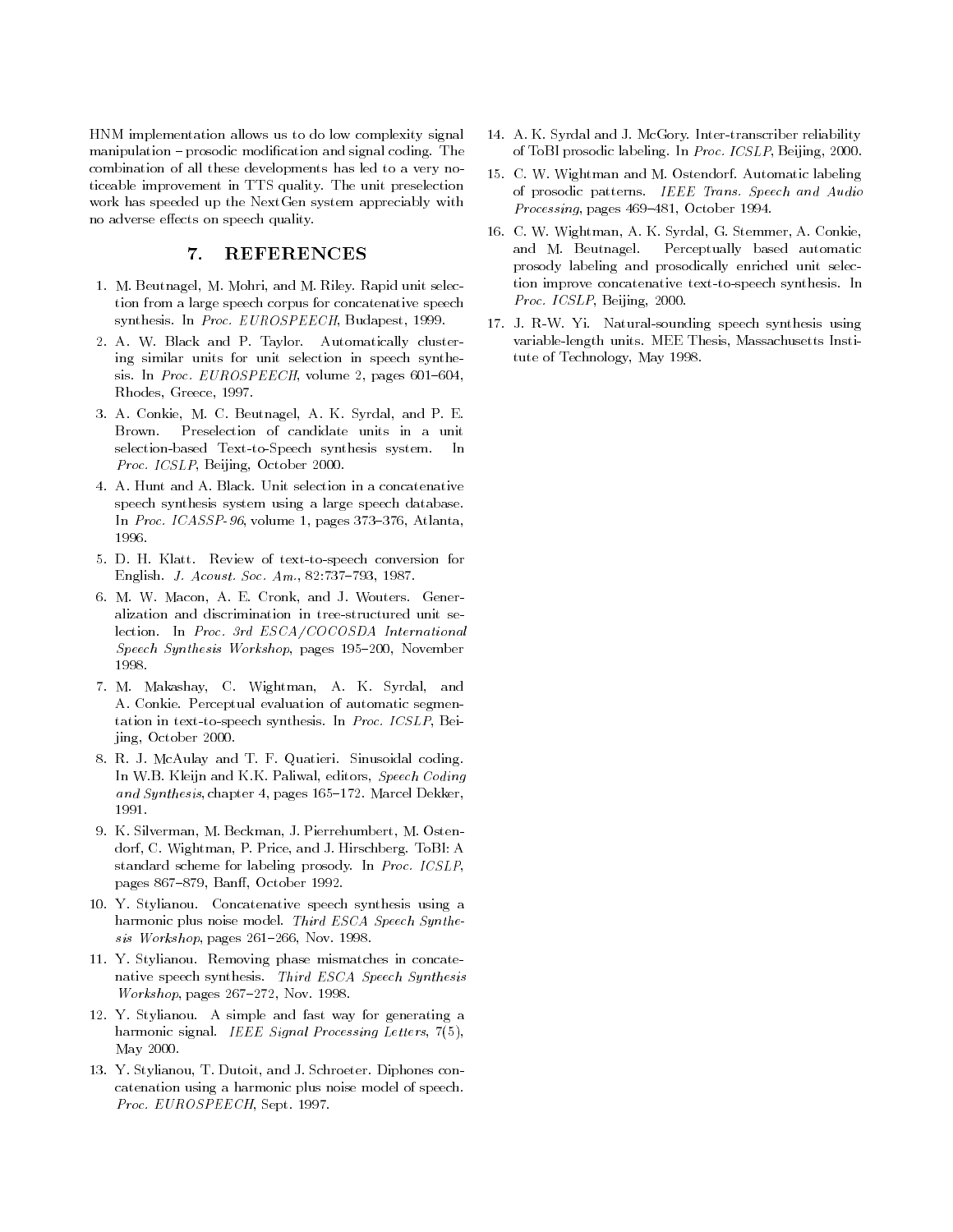HNM implementation allows us to do low complexity signal manipulation – prosodic modification and signal coding. The combination of all these developments has led to a very noticeable improvement in TTS quality. The unit preselection work has speeded up the NextGen system appreciably with no adverse effects on speech quality.

## 7. REFERENCES

1. M. Beutnagel, M. Mohri, and M. Riley. Rapid unit selection from a large speech corpus for concatenative speech synthesis. In *Proc. EUROSPEECH*, Budapest, 1999.
2. A. W. Black and P. Taylor. Automatically clustering similar units for unit selection in speech synthesis. In *Proc. EUROSPEECH*, volume 2, pages 601–604, Rhodes, Greece, 1997.
3. A. Conkie, M. C. Beutnagel, A. K. Syrdal, and P. E. Brown. Preselection of candidate units in a unit selection-based Text-to-Speech synthesis system. In *Proc. ICSLP*, Beijing, October 2000.
4. A. Hunt and A. Black. Unit selection in a concatenative speech synthesis system using a large speech database. In *Proc. ICASSP-96*, volume 1, pages 373–376, Atlanta, 1996.
5. D. H. Klatt. Review of text-to-speech conversion for English. *J. Acoust. Soc. Am.*, 82:737–793, 1987.
6. M. W. Macon, A. E. Cronk, and J. Wouters. Generalization and discrimination in tree-structured unit selection. In *Proc. 3rd ESCA/COCOSDA International Speech Synthesis Workshop*, pages 195–200, November 1998.
7. M. Makashay, C. Wightman, A. K. Syrdal, and A. Conkie. Perceptual evaluation of automatic segmentation in text-to-speech synthesis. In *Proc. ICSLP*, Beijing, October 2000.
8. R. J. McAulay and T. F. Quatieri. Sinusoidal coding. In W.B. Kleijn and K.K. Paliwal, editors, *Speech Coding and Synthesis*, chapter 4, pages 165–172. Marcel Dekker, 1991.
9. K. Silverman, M. Beckman, J. Pierrehumbert, M. Ostendorf, C. Wightman, P. Price, and J. Hirschberg. ToBI: A standard scheme for labeling prosody. In *Proc. ICSLP*, pages 867–879, Banff, October 1992.
10. Y. Stylianou. Concatenative speech synthesis using a harmonic plus noise model. *Third ESCA Speech Synthesis Workshop*, pages 261–266, Nov. 1998.
11. Y. Stylianou. Removing phase mismatches in concatenative speech synthesis. *Third ESCA Speech Synthesis Workshop*, pages 267–272, Nov. 1998.
12. Y. Stylianou. A simple and fast way for generating a harmonic signal. *IEEE Signal Processing Letters*, 7(5), May 2000.
13. Y. Stylianou, T. Dutoit, and J. Schroeter. Diphones concatenation using a harmonic plus noise model of speech. *Proc. EUROSPEECH*, Sept. 1997.
14. A. K. Syrdal and J. McGory. Inter-transcriber reliability of ToBI prosodic labeling. In *Proc. ICSLP*, Beijing, 2000.
15. C. W. Wightman and M. Ostendorf. Automatic labeling of prosodic patterns. *IEEE Trans. Speech and Audio Processing*, pages 469–481, October 1994.
16. C. W. Wightman, A. K. Syrdal, G. Stemmer, A. Conkie, and M. Beutnagel. Perceptually based automatic prosody labeling and prosodically enriched unit selection improve concatenative text-to-speech synthesis. In *Proc. ICSLP*, Beijing, 2000.
17. J. R-W. Yi. Natural-sounding speech synthesis using variable-length units. MEE Thesis, Massachusetts Institute of Technology, May 1998.